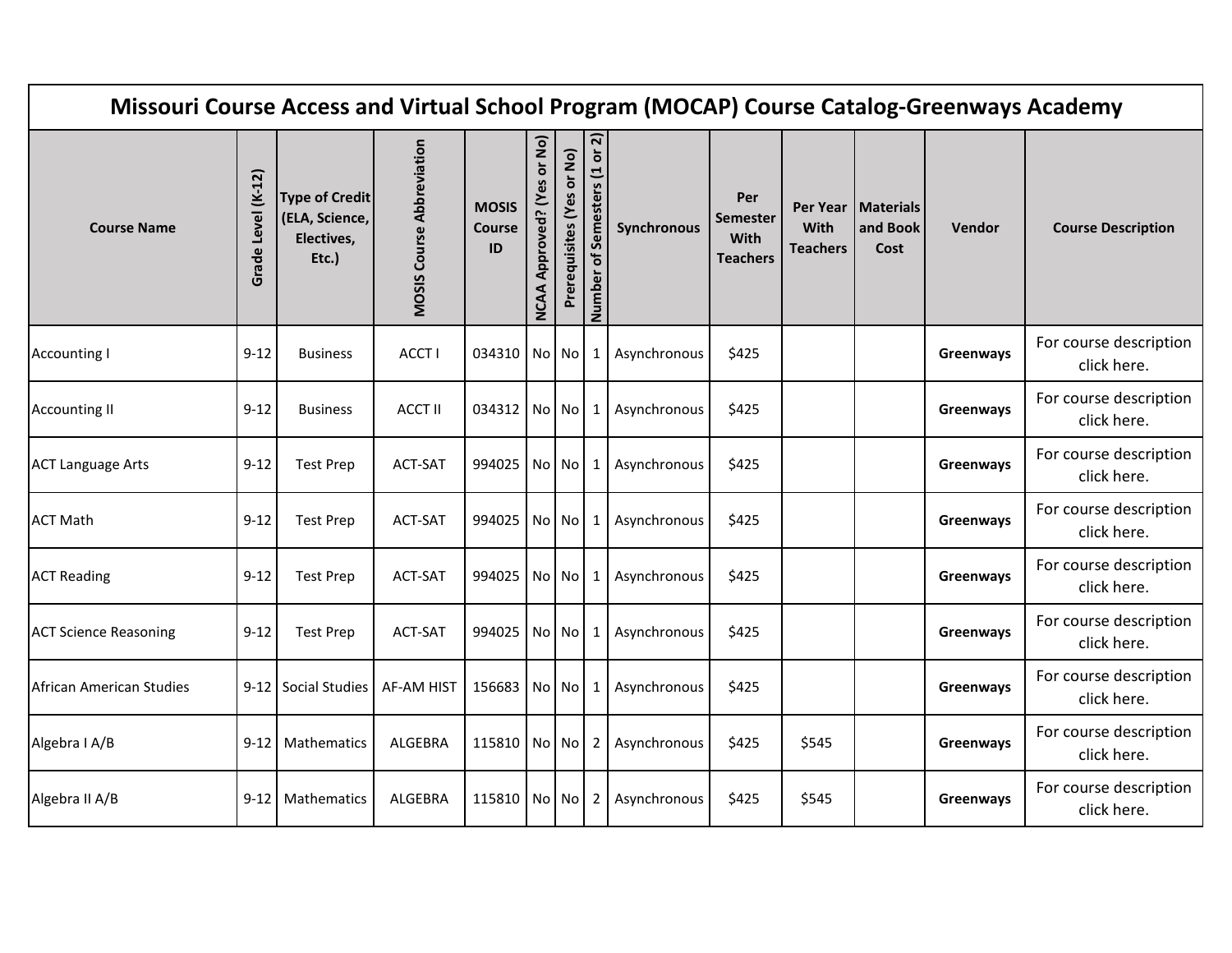# Missouri Course Access and Virtual School Program (MOCAP) Course Catalog-Greenways Academy

| Course Name | Grade Level (K-12) | Type of Credit (ELA, Science, Electives, Etc.) | MOSIS Course Abbreviation | MOSIS Course ID | NCAA Approved? (Yes or No) | Prerequisites (Yes or No) | Number of Semesters (1 or 2) | Synchronous | Per Semester With Teachers | Per Year With Teachers | Materials and Book Cost | Vendor | Course Description |
|---|---|---|---|---|---|---|---|---|---|---|---|---|---|
| Accounting I | 9-12 | Business | ACCT I | 034310 | No | No | 1 | Asynchronous | $425 | | | **Greenways** | For course description click here. |
| Accounting II | 9-12 | Business | ACCT II | 034312 | No | No | 1 | Asynchronous | $425 | | | **Greenways** | For course description click here. |
| ACT Language Arts | 9-12 | Test Prep | ACT-SAT | 994025 | No | No | 1 | Asynchronous | $425 | | | **Greenways** | For course description click here. |
| ACT Math | 9-12 | Test Prep | ACT-SAT | 994025 | No | No | 1 | Asynchronous | $425 | | | **Greenways** | For course description click here. |
| ACT Reading | 9-12 | Test Prep | ACT-SAT | 994025 | No | No | 1 | Asynchronous | $425 | | | **Greenways** | For course description click here. |
| ACT Science Reasoning | 9-12 | Test Prep | ACT-SAT | 994025 | No | No | 1 | Asynchronous | $425 | | | **Greenways** | For course description click here. |
| African American Studies | 9-12 | Social Studies | AF-AM HIST | 156683 | No | No | 1 | Asynchronous | $425 | | | **Greenways** | For course description click here. |
| Algebra I A/B | 9-12 | Mathematics | ALGEBRA | 115810 | No | No | 2 | Asynchronous | $425 | $545 | | **Greenways** | For course description click here. |
| Algebra II A/B | 9-12 | Mathematics | ALGEBRA | 115810 | No | No | 2 | Asynchronous | $425 | $545 | | **Greenways** | For course description click here. |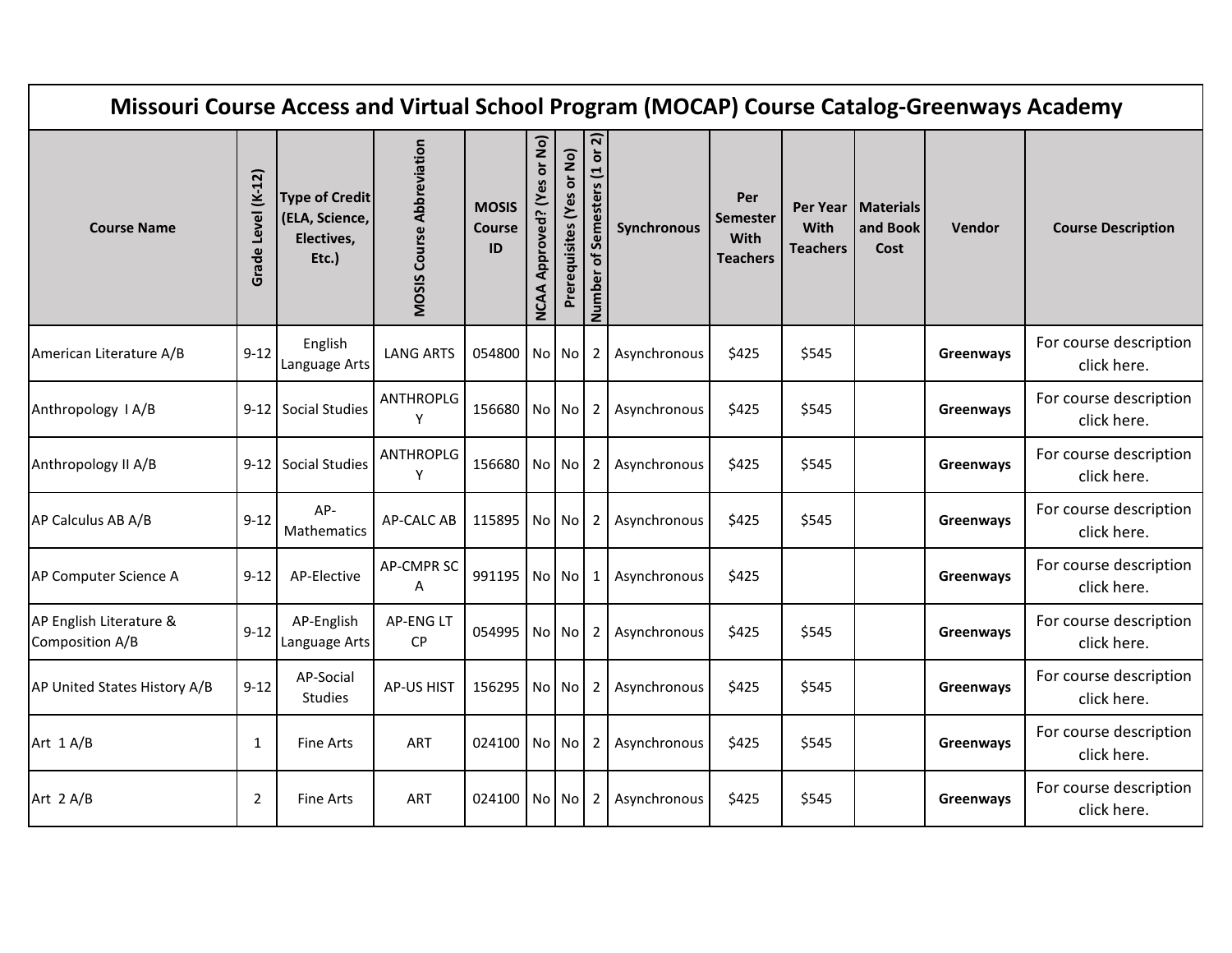| Missiouri Course Access and Virtual School Program (MOCAP) Course Catalog-Greenways Academy | | | | | | | | | | | | | |
|---|---|---|---|---|---|---|---|---|---|---|---|---|---|
| **Course Name** | **Grade Level (K-12)** | **Type of Credit (ELA, Science, Electives, Etc.)** | **MOSIS Course Abbreviation** | **MOSIS Course ID** | **NCAA Approved? (Yes or No)** | **Prerequisites (Yes or No)** | **Number of Semesters (1 or 2)** | **Synchronous** | **Per Semester With Teachers** | **Per Year With Teachers** | **Materials and Book Cost** | **Vendor** | **Course Description** |
| American Literature A/B | 9-12 | English Language Arts | LANG ARTS | 054800 | No | No | 2 | Asynchronous | $425 | $545 | | **Greenways** | For course description click here. |
| Anthropology I A/B | 9-12 | Social Studies | ANTHROPLGY | 156680 | No | No | 2 | Asynchronous | $425 | $545 | | **Greenways** | For course description click here. |
| Anthropology II A/B | 9-12 | Social Studies | ANTHROPLGY | 156680 | No | No | 2 | Asynchronous | $425 | $545 | | **Greenways** | For course description click here. |
| AP Calculus AB A/B | 9-12 | AP-Mathematics | AP-CALC AB | 115895 | No | No | 2 | Asynchronous | $425 | $545 | | **Greenways** | For course description click here. |
| AP Computer Science A | 9-12 | AP-Elective | AP-CMPR SC A | 991195 | No | No | 1 | Asynchronous | $425 | | | **Greenways** | For course description click here. |
| AP English Literature & Composition A/B | 9-12 | AP-English Language Arts | AP-ENG LT CP | 054995 | No | No | 2 | Asynchronous | $425 | $545 | | **Greenways** | For course description click here. |
| AP United States History A/B | 9-12 | AP-Social Studies | AP-US HIST | 156295 | No | No | 2 | Asynchronous | $425 | $545 | | **Greenways** | For course description click here. |
| Art 1 A/B | 1 | Fine Arts | ART | 024100 | No | No | 2 | Asynchronous | $425 | $545 | | **Greenways** | For course description click here. |
| Art 2 A/B | 2 | Fine Arts | ART | 024100 | No | No | 2 | Asynchronous | $425 | $545 | | **Greenways** | For course description click here. |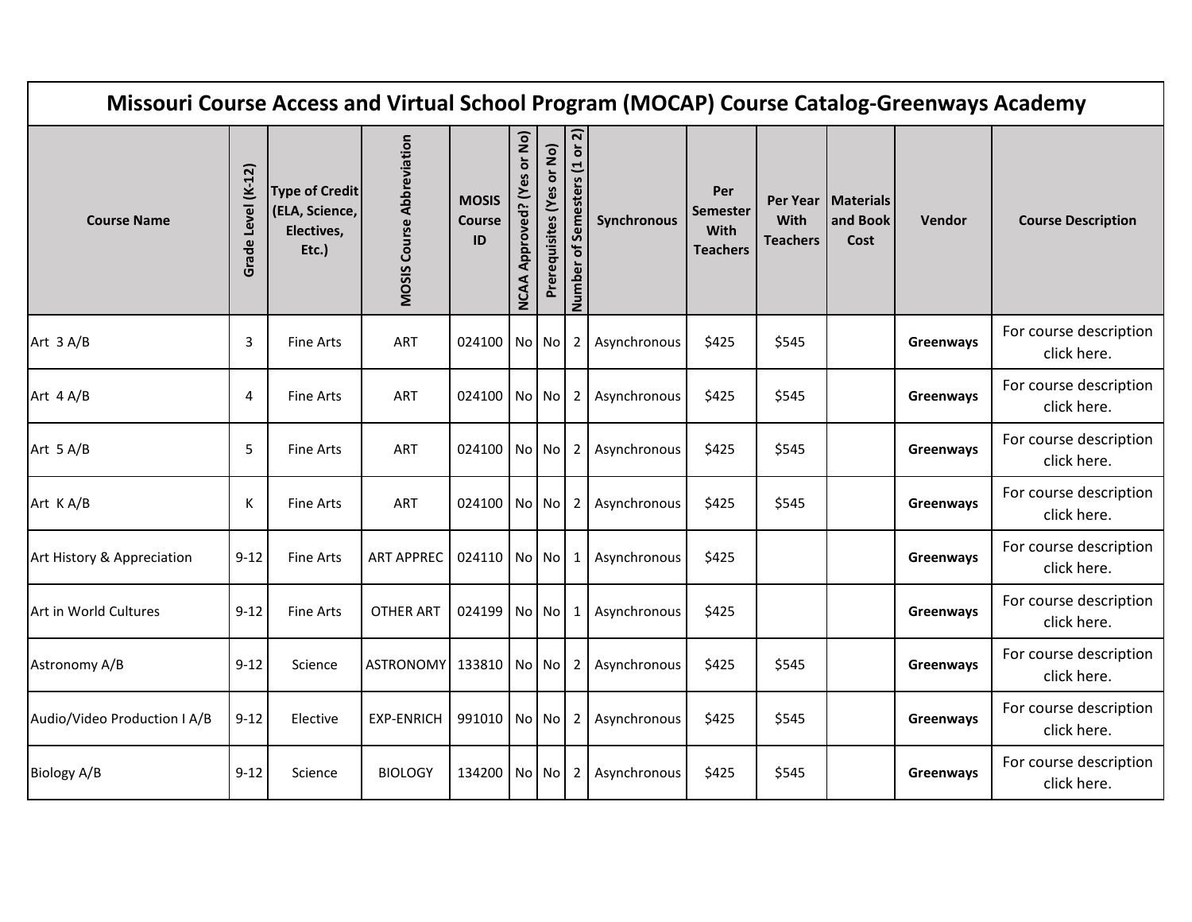# Missouri Course Access and Virtual School Program (MOCAP) Course Catalog-Greenways Academy

| Course Name | Grade Level (K-12) | Type of Credit (ELA, Science, Electives, Etc.) | MOSIS Course Abbreviation | MOSIS Course ID | NCAA Approved? (Yes or No) | Prerequisites (Yes or No) | Number of Semesters (1 or 2) | Synchronous | Per Semester With Teachers | Per Year With Teachers | Materials and Book Cost | Vendor | Course Description |
|---|---|---|---|---|---|---|---|---|---|---|---|---|---|
| Art 3 A/B | 3 | Fine Arts | ART | 024100 | No | No | 2 | Asynchronous | $425 | $545 | | **Greenways** | For course description click here. |
| Art 4 A/B | 4 | Fine Arts | ART | 024100 | No | No | 2 | Asynchronous | $425 | $545 | | **Greenways** | For course description click here. |
| Art 5 A/B | 5 | Fine Arts | ART | 024100 | No | No | 2 | Asynchronous | $425 | $545 | | **Greenways** | For course description click here. |
| Art K A/B | K | Fine Arts | ART | 024100 | No | No | 2 | Asynchronous | $425 | $545 | | **Greenways** | For course description click here. |
| Art History & Appreciation | 9-12 | Fine Arts | ART APPREC | 024110 | No | No | 1 | Asynchronous | $425 | | | **Greenways** | For course description click here. |
| Art in World Cultures | 9-12 | Fine Arts | OTHER ART | 024199 | No | No | 1 | Asynchronous | $425 | | | **Greenways** | For course description click here. |
| Astronomy A/B | 9-12 | Science | ASTRONOMY | 133810 | No | No | 2 | Asynchronous | $425 | $545 | | **Greenways** | For course description click here. |
| Audio/Video Production I A/B | 9-12 | Elective | EXP-ENRICH | 991010 | No | No | 2 | Asynchronous | $425 | $545 | | **Greenways** | For course description click here. |
| Biology A/B | 9-12 | Science | BIOLOGY | 134200 | No | No | 2 | Asynchronous | $425 | $545 | | **Greenways** | For course description click here. |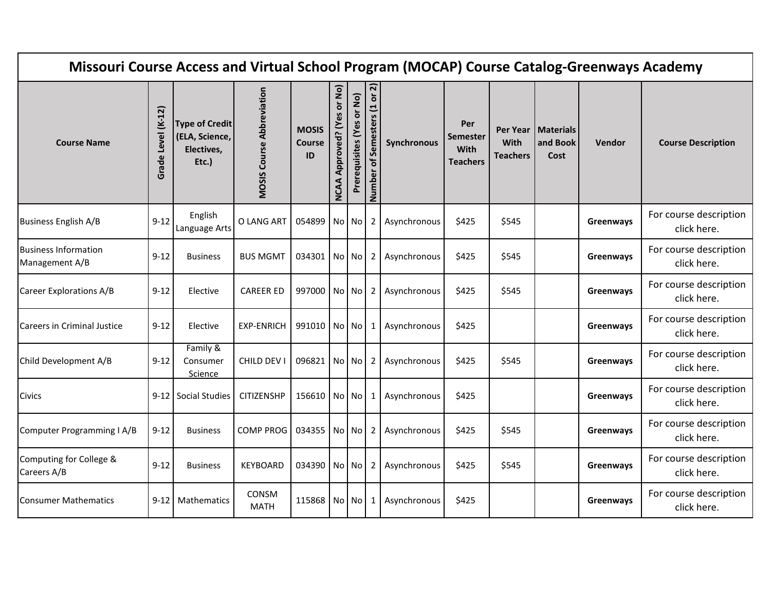| Missouri Course Access and Virtual School Program (MOCAP) Course Catalog-Greenways Academy | | | | | | | | | | | | | |
|---|---|---|---|---|---|---|---|---|---|---|---|---|---|
| Course Name | Grade Level (K-12) | Type of Credit (ELA, Science, Electives, Etc.) | MOSIS Course Abbreviation | MOSIS Course ID | NCAA Approved? (Yes or No) | Prerequisites (Yes or No) | Number of Semesters (1 or 2) | Synchronous | Per Semester With Teachers | Per Year With Teachers | Materials and Book Cost | Vendor | Course Description |
| Business English A/B | 9-12 | English Language Arts | O LANG ART | 054899 | No | No | 2 | Asynchronous | $425 | $545 | | **Greenways** | For course description click here. |
| Business Information Management A/B | 9-12 | Business | BUS MGMT | 034301 | No | No | 2 | Asynchronous | $425 | $545 | | **Greenways** | For course description click here. |
| Career Explorations A/B | 9-12 | Elective | CAREER ED | 997000 | No | No | 2 | Asynchronous | $425 | $545 | | **Greenways** | For course description click here. |
| Careers in Criminal Justice | 9-12 | Elective | EXP-ENRICH | 991010 | No | No | 1 | Asynchronous | $425 | | | **Greenways** | For course description click here. |
| Child Development A/B | 9-12 | Family & Consumer Science | CHILD DEV I | 096821 | No | No | 2 | Asynchronous | $425 | $545 | | **Greenways** | For course description click here. |
| Civics | 9-12 | Social Studies | CITIZENSHP | 156610 | No | No | 1 | Asynchronous | $425 | | | **Greenways** | For course description click here. |
| Computer Programming I A/B | 9-12 | Business | COMP PROG | 034355 | No | No | 2 | Asynchronous | $425 | $545 | | **Greenways** | For course description click here. |
| Computing for College & Careers A/B | 9-12 | Business | KEYBOARD | 034390 | No | No | 2 | Asynchronous | $425 | $545 | | **Greenways** | For course description click here. |
| Consumer Mathematics | 9-12 | Mathematics | CONSM MATH | 115868 | No | No | 1 | Asynchronous | $425 | | | **Greenways** | For course description click here. |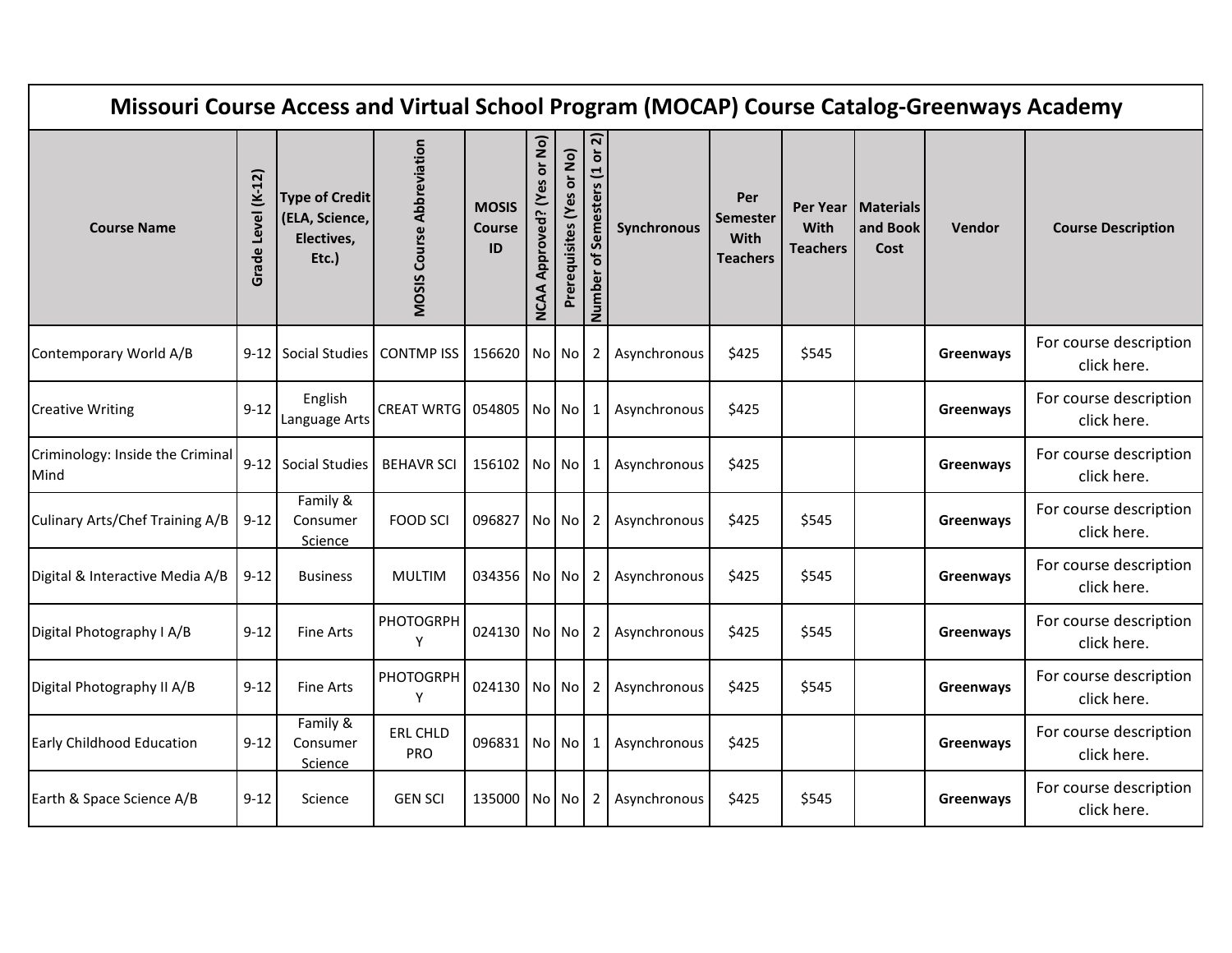# Missouri Course Access and Virtual School Program (MOCAP) Course Catalog-Greenways Academy

| Course Name | Grade Level (K-12) | Type of Credit (ELA, Science, Electives, Etc.) | MOSIS Course Abbreviation | MOSIS Course ID | NCAA Approved? (Yes or No) | Prerequisites (Yes or No) | Number of Semesters (1 or 2) | Synchronous | Per Semester With Teachers | Per Year With Teachers | Materials and Book Cost | Vendor | Course Description |
|---|---|---|---|---|---|---|---|---|---|---|---|---|---|
| Contemporary World A/B | 9-12 | Social Studies | CONTMP ISS | 156620 | No | No | 2 | Asynchronous | $425 | $545 | | **Greenways** | For course description click here. |
| Creative Writing | 9-12 | English Language Arts | CREAT WRTG | 054805 | No | No | 1 | Asynchronous | $425 | | | **Greenways** | For course description click here. |
| Criminology: Inside the Criminal Mind | 9-12 | Social Studies | BEHAVR SCI | 156102 | No | No | 1 | Asynchronous | $425 | | | **Greenways** | For course description click here. |
| Culinary Arts/Chef Training A/B | 9-12 | Family & Consumer Science | FOOD SCI | 096827 | No | No | 2 | Asynchronous | $425 | $545 | | **Greenways** | For course description click here. |
| Digital & Interactive Media A/B | 9-12 | Business | MULTIM | 034356 | No | No | 2 | Asynchronous | $425 | $545 | | **Greenways** | For course description click here. |
| Digital Photography I A/B | 9-12 | Fine Arts | PHOTOGRPHY | 024130 | No | No | 2 | Asynchronous | $425 | $545 | | **Greenways** | For course description click here. |
| Digital Photography II A/B | 9-12 | Fine Arts | PHOTOGRPHY | 024130 | No | No | 2 | Asynchronous | $425 | $545 | | **Greenways** | For course description click here. |
| Early Childhood Education | 9-12 | Family & Consumer Science | ERL CHLD PRO | 096831 | No | No | 1 | Asynchronous | $425 | | | **Greenways** | For course description click here. |
| Earth & Space Science A/B | 9-12 | Science | GEN SCI | 135000 | No | No | 2 | Asynchronous | $425 | $545 | | **Greenways** | For course description click here. |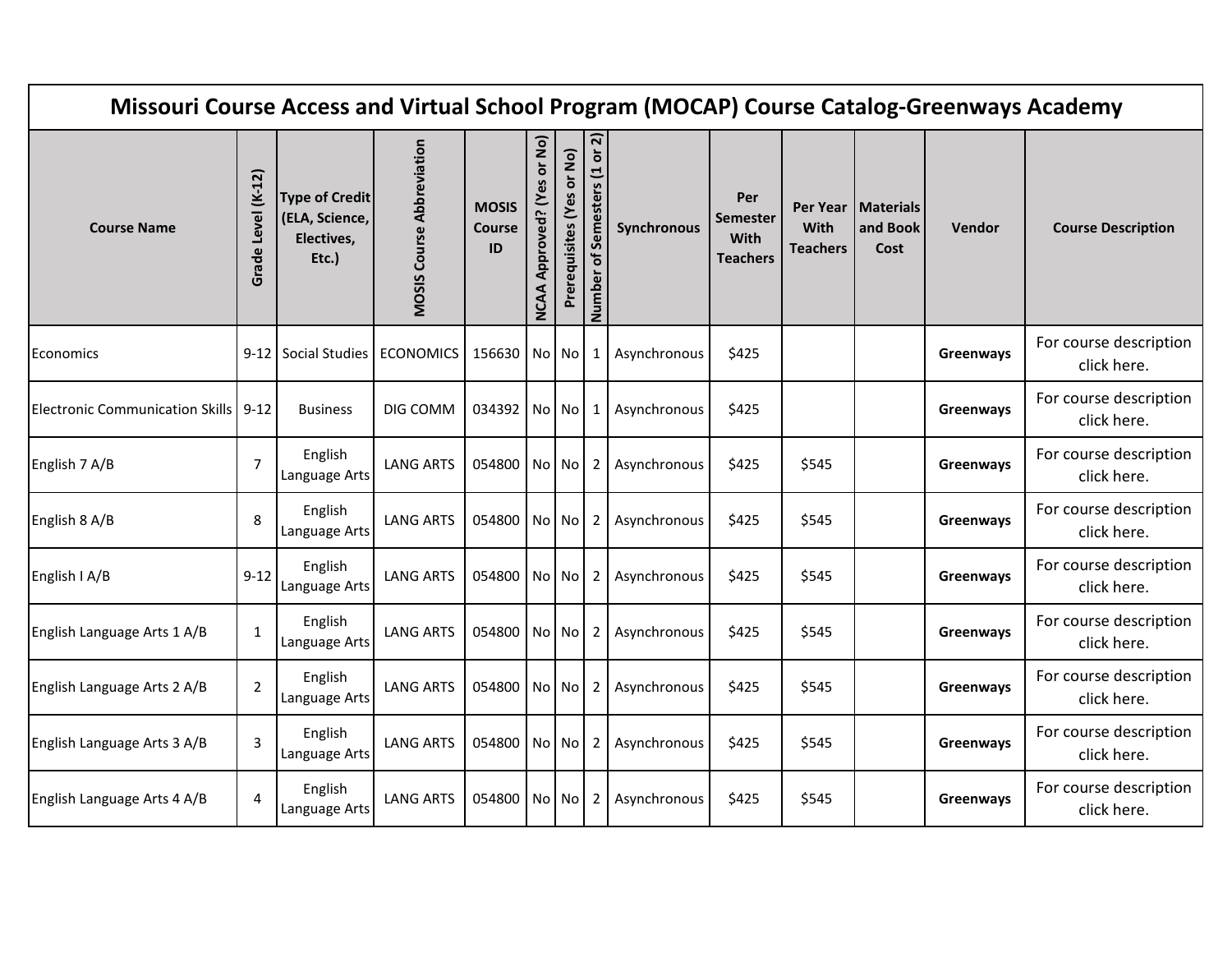# Missouri Course Access and Virtual School Program (MOCAP) Course Catalog-Greenways Academy

| Course Name | Grade Level (K-12) | Type of Credit (ELA, Science, Electives, Etc.) | MOSIS Course Abbreviation | MOSIS Course ID | NCAA Approved? (Yes or No) | Prerequisites (Yes or No) | Number of Semesters (1 or 2) | Synchronous | Per Semester With Teachers | Per Year With Teachers | Materials and Book Cost | Vendor | Course Description |
|---|---|---|---|---|---|---|---|---|---|---|---|---|---|
| Economics | 9-12 | Social Studies | ECONOMICS | 156630 | No | No | 1 | Asynchronous | $425 | | | **Greenways** | For course description click here. |
| Electronic Communication Skills | 9-12 | Business | DIG COMM | 034392 | No | No | 1 | Asynchronous | $425 | | | **Greenways** | For course description click here. |
| English 7 A/B | 7 | English Language Arts | LANG ARTS | 054800 | No | No | 2 | Asynchronous | $425 | $545 | | **Greenways** | For course description click here. |
| English 8 A/B | 8 | English Language Arts | LANG ARTS | 054800 | No | No | 2 | Asynchronous | $425 | $545 | | **Greenways** | For course description click here. |
| English I A/B | 9-12 | English Language Arts | LANG ARTS | 054800 | No | No | 2 | Asynchronous | $425 | $545 | | **Greenways** | For course description click here. |
| English Language Arts 1 A/B | 1 | English Language Arts | LANG ARTS | 054800 | No | No | 2 | Asynchronous | $425 | $545 | | **Greenways** | For course description click here. |
| English Language Arts 2 A/B | 2 | English Language Arts | LANG ARTS | 054800 | No | No | 2 | Asynchronous | $425 | $545 | | **Greenways** | For course description click here. |
| English Language Arts 3 A/B | 3 | English Language Arts | LANG ARTS | 054800 | No | No | 2 | Asynchronous | $425 | $545 | | **Greenways** | For course description click here. |
| English Language Arts 4 A/B | 4 | English Language Arts | LANG ARTS | 054800 | No | No | 2 | Asynchronous | $425 | $545 | | **Greenways** | For course description click here. |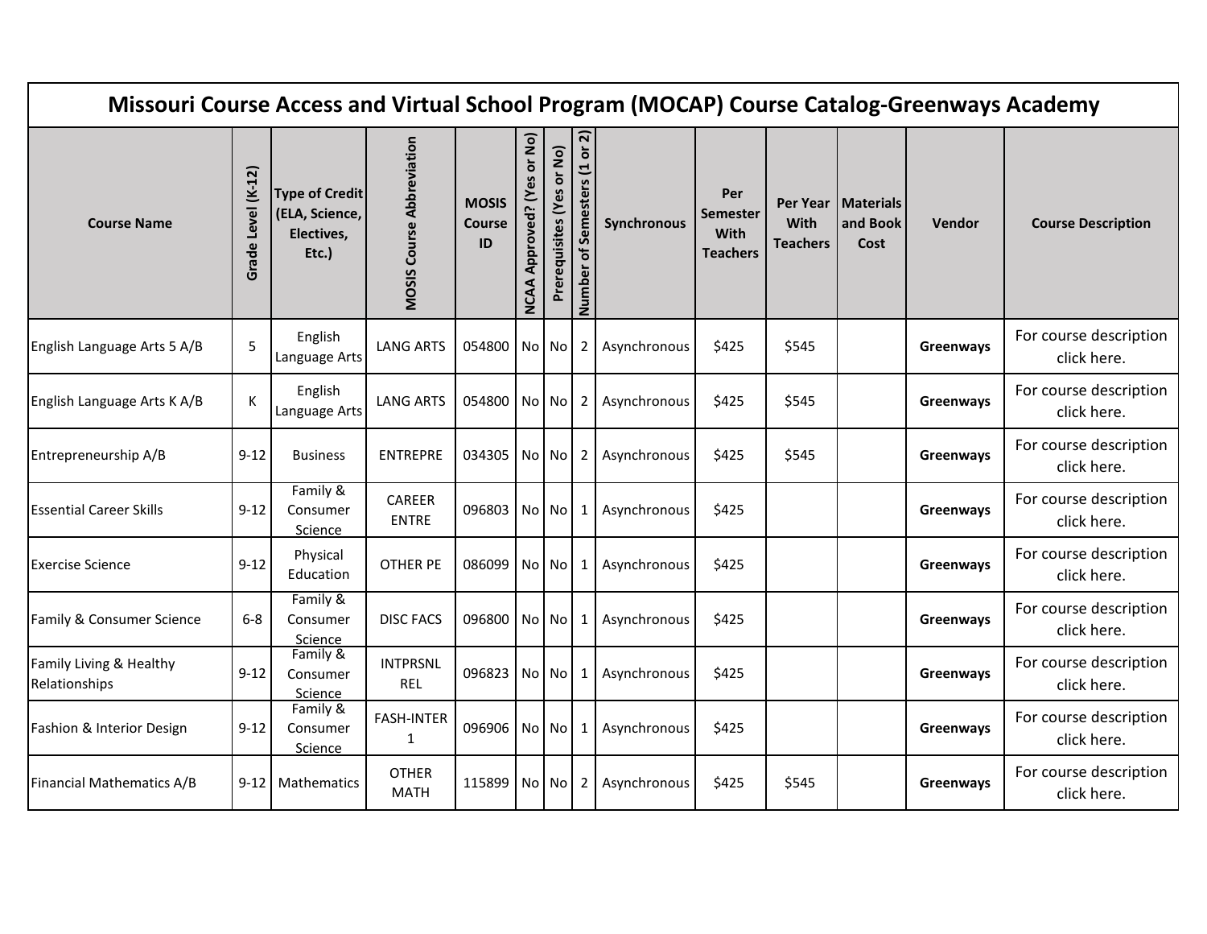| Missouri Course Access and Virtual School Program (MOCAP) Course Catalog-Greenways Academy | | | | | | | | | | | | | |
|---|---|---|---|---|---|---|---|---|---|---|---|---|---|
| **Course Name** | **Grade Level (K-12)** | **Type of Credit (ELA, Science, Electives, Etc.)** | **MOSIS Course Abbreviation** | **MOSIS Course ID** | **NCAA Approved? (Yes or No)** | **Prerequisites (Yes or No)** | **Number of Semesters (1 or 2)** | **Synchronous** | **Per Semester With Teachers** | **Per Year With Teachers** | **Materials and Book Cost** | **Vendor** | **Course Description** |
| English Language Arts 5 A/B | 5 | English Language Arts | LANG ARTS | 054800 | No | No | 2 | Asynchronous | $425 | $545 | | **Greenways** | For course description click here. |
| English Language Arts K A/B | K | English Language Arts | LANG ARTS | 054800 | No | No | 2 | Asynchronous | $425 | $545 | | **Greenways** | For course description click here. |
| Entrepreneurship A/B | 9-12 | Business | ENTREPRE | 034305 | No | No | 2 | Asynchronous | $425 | $545 | | **Greenways** | For course description click here. |
| Essential Career Skills | 9-12 | Family & Consumer Science | CAREER ENTRE | 096803 | No | No | 1 | Asynchronous | $425 | | | **Greenways** | For course description click here. |
| Exercise Science | 9-12 | Physical Education | OTHER PE | 086099 | No | No | 1 | Asynchronous | $425 | | | **Greenways** | For course description click here. |
| Family & Consumer Science | 6-8 | Family & Consumer Science | DISC FACS | 096800 | No | No | 1 | Asynchronous | $425 | | | **Greenways** | For course description click here. |
| Family Living & Healthy Relationships | 9-12 | Family & Consumer Science | INTPRSNL REL | 096823 | No | No | 1 | Asynchronous | $425 | | | **Greenways** | For course description click here. |
| Fashion & Interior Design | 9-12 | Family & Consumer Science | FASH-INTER 1 | 096906 | No | No | 1 | Asynchronous | $425 | | | **Greenways** | For course description click here. |
| Financial Mathematics A/B | 9-12 | Mathematics | OTHER MATH | 115899 | No | No | 2 | Asynchronous | $425 | $545 | | **Greenways** | For course description click here. |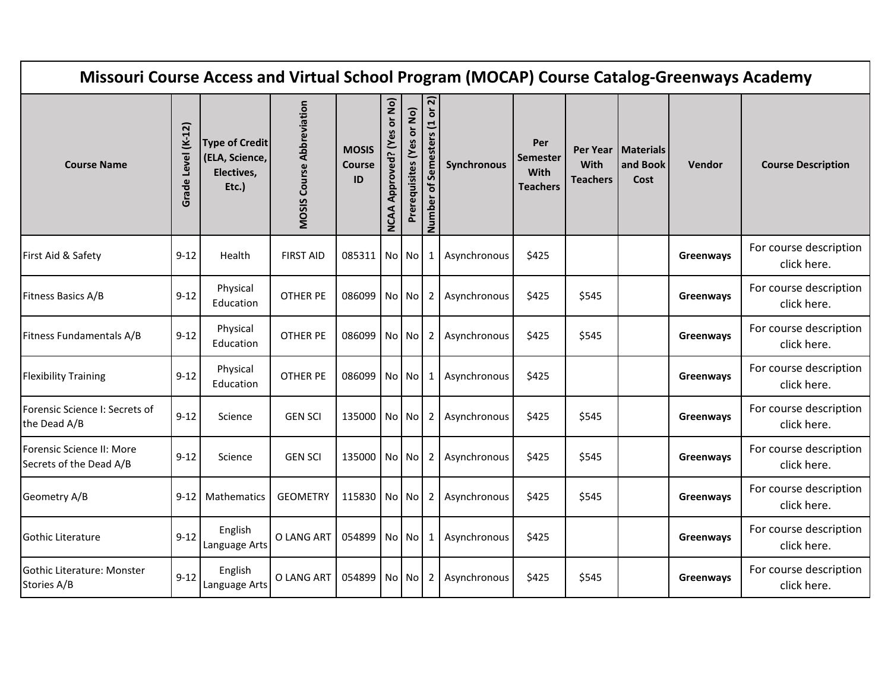# Missouri Course Access and Virtual School Program (MOCAP) Course Catalog-Greenways Academy

| Course Name | Grade Level (K-12) | Type of Credit (ELA, Science, Electives, Etc.) | MOSIS Course Abbreviation | MOSIS Course ID | NCAA Approved? (Yes or No) | Prerequisites (Yes or No) | Number of Semesters (1 or 2) | Synchronous | Per Semester With Teachers | Per Year With Teachers | Materials and Book Cost | Vendor | Course Description |
|---|---|---|---|---|---|---|---|---|---|---|---|---|---|
| First Aid & Safety | 9-12 | Health | FIRST AID | 085311 | No | No | 1 | Asynchronous | $425 | | | **Greenways** | For course description click here. |
| Fitness Basics A/B | 9-12 | Physical Education | OTHER PE | 086099 | No | No | 2 | Asynchronous | $425 | $545 | | **Greenways** | For course description click here. |
| Fitness Fundamentals A/B | 9-12 | Physical Education | OTHER PE | 086099 | No | No | 2 | Asynchronous | $425 | $545 | | **Greenways** | For course description click here. |
| Flexibility Training | 9-12 | Physical Education | OTHER PE | 086099 | No | No | 1 | Asynchronous | $425 | | | **Greenways** | For course description click here. |
| Forensic Science I: Secrets of the Dead A/B | 9-12 | Science | GEN SCI | 135000 | No | No | 2 | Asynchronous | $425 | $545 | | **Greenways** | For course description click here. |
| Forensic Science II: More Secrets of the Dead A/B | 9-12 | Science | GEN SCI | 135000 | No | No | 2 | Asynchronous | $425 | $545 | | **Greenways** | For course description click here. |
| Geometry A/B | 9-12 | Mathematics | GEOMETRY | 115830 | No | No | 2 | Asynchronous | $425 | $545 | | **Greenways** | For course description click here. |
| Gothic Literature | 9-12 | English Language Arts | O LANG ART | 054899 | No | No | 1 | Asynchronous | $425 | | | **Greenways** | For course description click here. |
| Gothic Literature: Monster Stories A/B | 9-12 | English Language Arts | O LANG ART | 054899 | No | No | 2 | Asynchronous | $425 | $545 | | **Greenways** | For course description click here. |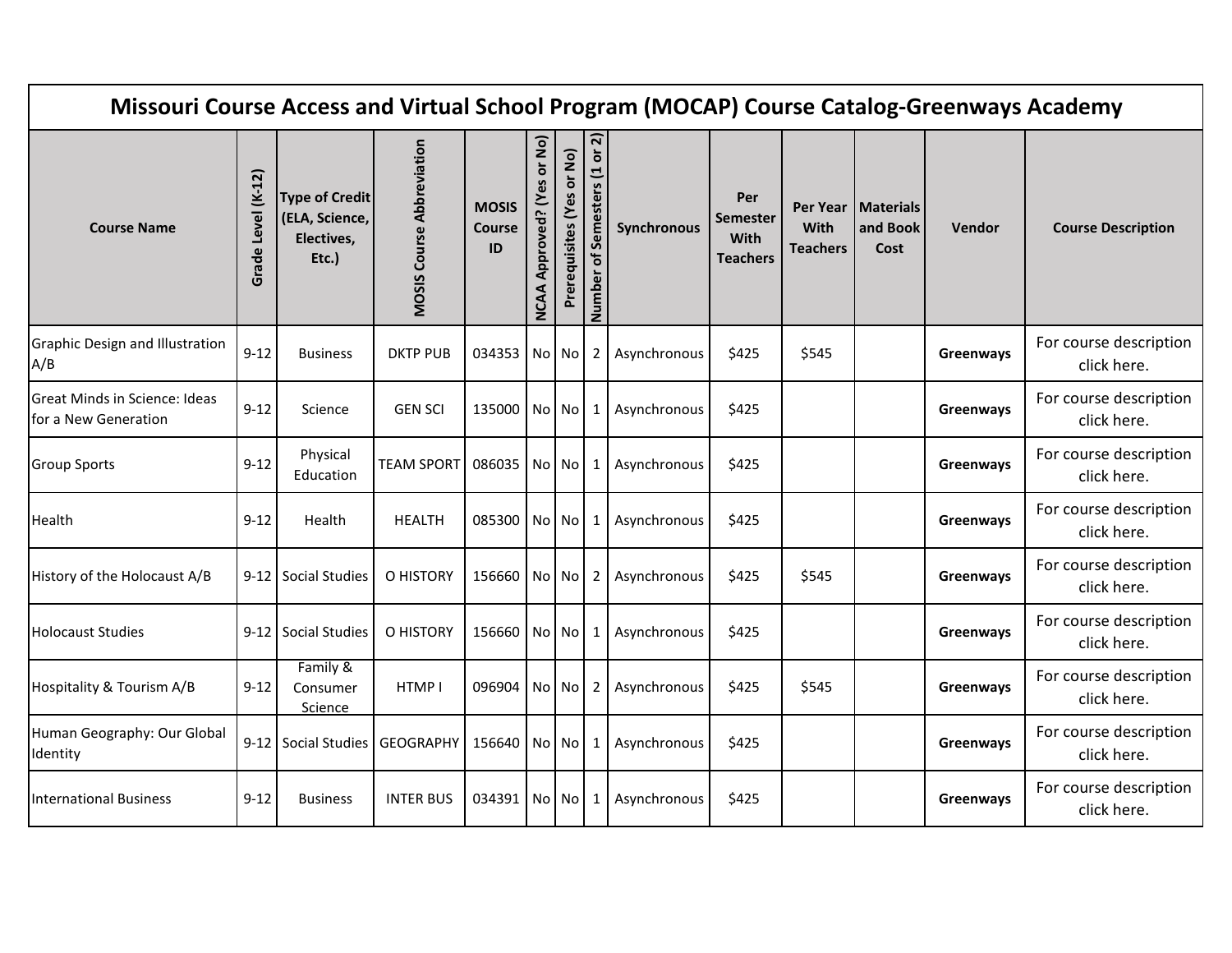# Missouri Course Access and Virtual School Program (MOCAP) Course Catalog-Greenways Academy

| Course Name | Grade Level (K-12) | Type of Credit (ELA, Science, Electives, Etc.) | MOSIS Course Abbreviation | MOSIS Course ID | NCAA Approved? (Yes or No) | Prerequisites (Yes or No) | Number of Semesters (1 or 2) | Synchronous | Per Semester With Teachers | Per Year With Teachers | Materials and Book Cost | Vendor | Course Description |
|---|---|---|---|---|---|---|---|---|---|---|---|---|---|
| Graphic Design and Illustration A/B | 9-12 | Business | DKTP PUB | 034353 | No | No | 2 | Asynchronous | $425 | $545 | | **Greenways** | For course description click here. |
| Great Minds in Science: Ideas for a New Generation | 9-12 | Science | GEN SCI | 135000 | No | No | 1 | Asynchronous | $425 | | | **Greenways** | For course description click here. |
| Group Sports | 9-12 | Physical Education | TEAM SPORT | 086035 | No | No | 1 | Asynchronous | $425 | | | **Greenways** | For course description click here. |
| Health | 9-12 | Health | HEALTH | 085300 | No | No | 1 | Asynchronous | $425 | | | **Greenways** | For course description click here. |
| History of the Holocaust A/B | 9-12 | Social Studies | O HISTORY | 156660 | No | No | 2 | Asynchronous | $425 | $545 | | **Greenways** | For course description click here. |
| Holocaust Studies | 9-12 | Social Studies | O HISTORY | 156660 | No | No | 1 | Asynchronous | $425 | | | **Greenways** | For course description click here. |
| Hospitality & Tourism A/B | 9-12 | Family & Consumer Science | HTMP I | 096904 | No | No | 2 | Asynchronous | $425 | $545 | | **Greenways** | For course description click here. |
| Human Geography: Our Global Identity | 9-12 | Social Studies | GEOGRAPHY | 156640 | No | No | 1 | Asynchronous | $425 | | | **Greenways** | For course description click here. |
| International Business | 9-12 | Business | INTER BUS | 034391 | No | No | 1 | Asynchronous | $425 | | | **Greenways** | For course description click here. |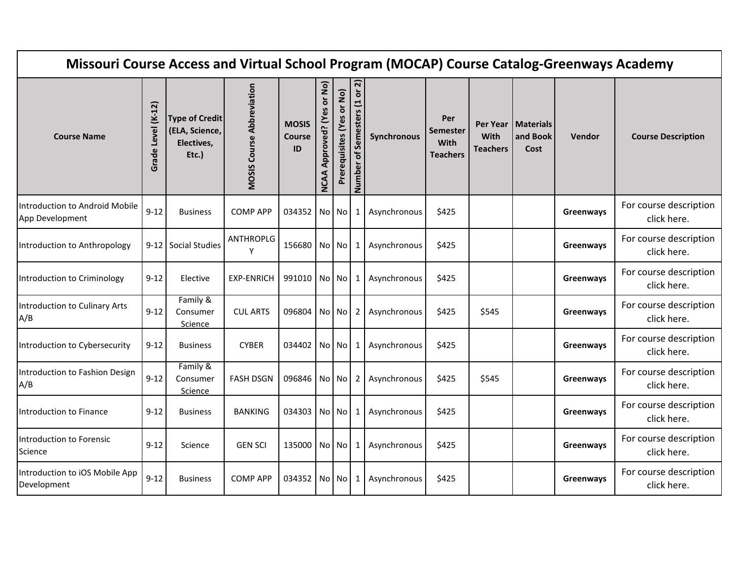| Missouri Course Access and Virtual School Program (MOCAP) Course Catalog-Greenways Academy | | | | | | | | | | | | | |
|---|---|---|---|---|---|---|---|---|---|---|---|---|---|
| **Course Name** | **Grade Level (K-12)** | **Type of Credit (ELA, Science, Electives, Etc.)** | **MOSIS Course Abbreviation** | **MOSIS Course ID** | **NCAA Approved? (Yes or No)** | **Prerequisites (Yes or No)** | **Number of Semesters (1 or 2)** | **Synchronous** | **Per Semester With Teachers** | **Per Year With Teachers** | **Materials and Book Cost** | **Vendor** | **Course Description** |
| Introduction to Android Mobile App Development | 9-12 | Business | COMP APP | 034352 | No | No | 1 | Asynchronous | $425 | | | **Greenways** | For course description click here. |
| Introduction to Anthropology | 9-12 | Social Studies | ANTHROPLGY | 156680 | No | No | 1 | Asynchronous | $425 | | | **Greenways** | For course description click here. |
| Introduction to Criminology | 9-12 | Elective | EXP-ENRICH | 991010 | No | No | 1 | Asynchronous | $425 | | | **Greenways** | For course description click here. |
| Introduction to Culinary Arts A/B | 9-12 | Family & Consumer Science | CUL ARTS | 096804 | No | No | 2 | Asynchronous | $425 | $545 | | **Greenways** | For course description click here. |
| Introduction to Cybersecurity | 9-12 | Business | CYBER | 034402 | No | No | 1 | Asynchronous | $425 | | | **Greenways** | For course description click here. |
| Introduction to Fashion Design A/B | 9-12 | Family & Consumer Science | FASH DSGN | 096846 | No | No | 2 | Asynchronous | $425 | $545 | | **Greenways** | For course description click here. |
| Introduction to Finance | 9-12 | Business | BANKING | 034303 | No | No | 1 | Asynchronous | $425 | | | **Greenways** | For course description click here. |
| Introduction to Forensic Science | 9-12 | Science | GEN SCI | 135000 | No | No | 1 | Asynchronous | $425 | | | **Greenways** | For course description click here. |
| Introduction to iOS Mobile App Development | 9-12 | Business | COMP APP | 034352 | No | No | 1 | Asynchronous | $425 | | | **Greenways** | For course description click here. |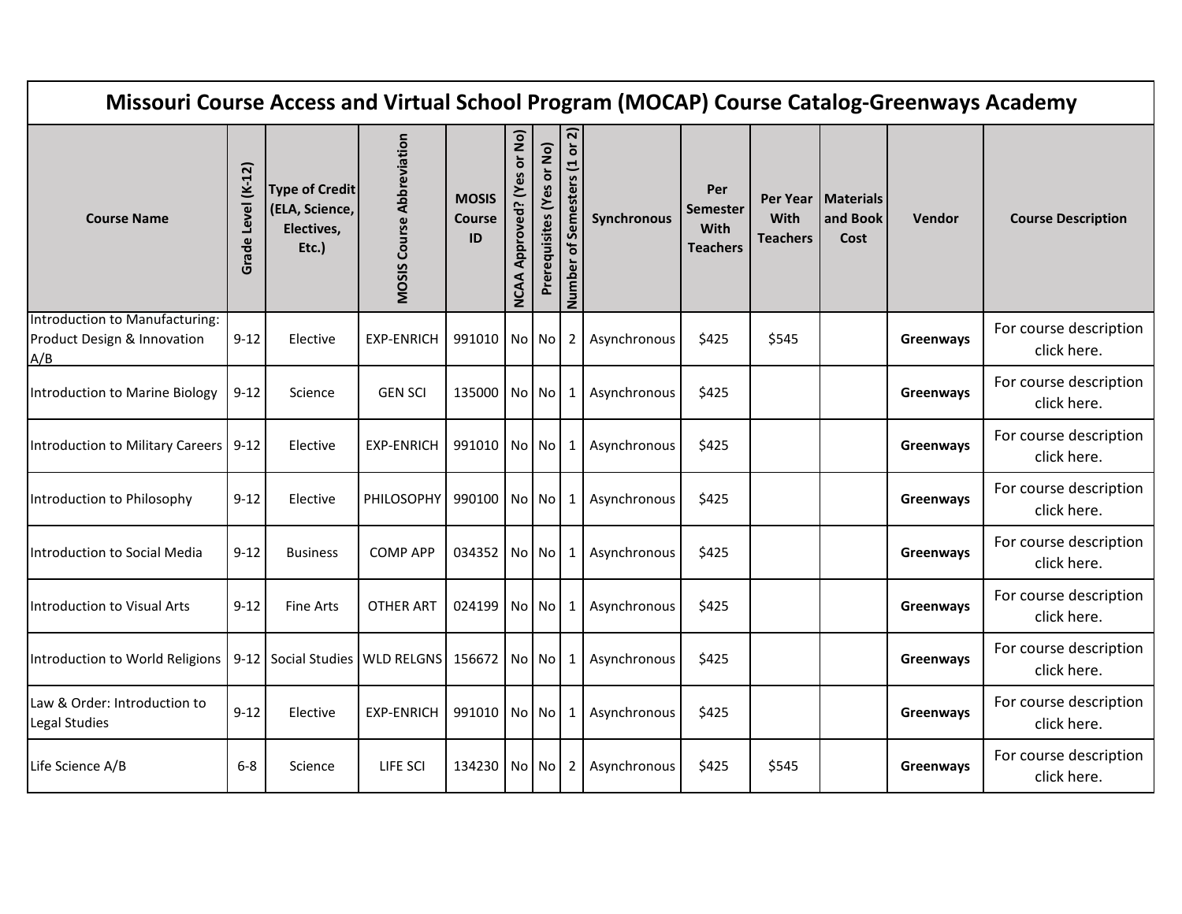# Missouri Course Access and Virtual School Program (MOCAP) Course Catalog-Greenways Academy

| Course Name | Grade Level (K-12) | Type of Credit (ELA, Science, Electives, Etc.) | MOSIS Course Abbreviation | MOSIS Course ID | NCAA Approved? (Yes or No) | Prerequisites (Yes or No) | Number of Semesters (1 or 2) | Synchronous | Per Semester With Teachers | Per Year With Teachers | Materials and Book Cost | Vendor | Course Description |
|---|---|---|---|---|---|---|---|---|---|---|---|---|---|
| Introduction to Manufacturing: Product Design & Innovation A/B | 9-12 | Elective | EXP-ENRICH | 991010 | No | No | 2 | Asynchronous | $425 | $545 | | **Greenways** | For course description click here. |
| Introduction to Marine Biology | 9-12 | Science | GEN SCI | 135000 | No | No | 1 | Asynchronous | $425 | | | **Greenways** | For course description click here. |
| Introduction to Military Careers | 9-12 | Elective | EXP-ENRICH | 991010 | No | No | 1 | Asynchronous | $425 | | | **Greenways** | For course description click here. |
| Introduction to Philosophy | 9-12 | Elective | PHILOSOPHY | 990100 | No | No | 1 | Asynchronous | $425 | | | **Greenways** | For course description click here. |
| Introduction to Social Media | 9-12 | Business | COMP APP | 034352 | No | No | 1 | Asynchronous | $425 | | | **Greenways** | For course description click here. |
| Introduction to Visual Arts | 9-12 | Fine Arts | OTHER ART | 024199 | No | No | 1 | Asynchronous | $425 | | | **Greenways** | For course description click here. |
| Introduction to World Religions | 9-12 | Social Studies | WLD RELGNS | 156672 | No | No | 1 | Asynchronous | $425 | | | **Greenways** | For course description click here. |
| Law & Order: Introduction to Legal Studies | 9-12 | Elective | EXP-ENRICH | 991010 | No | No | 1 | Asynchronous | $425 | | | **Greenways** | For course description click here. |
| Life Science A/B | 6-8 | Science | LIFE SCI | 134230 | No | No | 2 | Asynchronous | $425 | $545 | | **Greenways** | For course description click here. |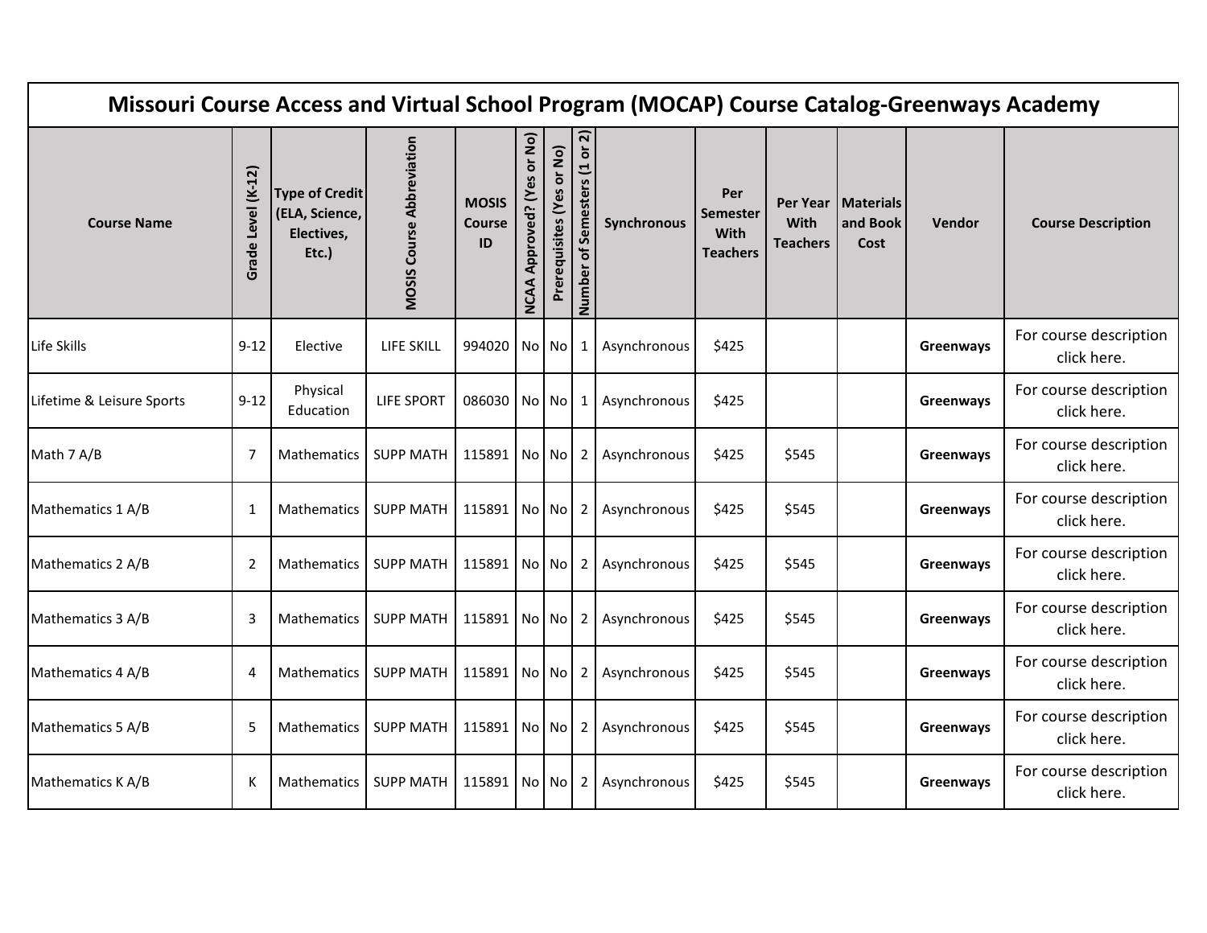| Missouri Course Access and Virtual School Program (MOCAP) Course Catalog-Greenways Academy | | | | | | | | | | | | | |
|---|---|---|---|---|---|---|---|---|---|---|---|---|---|
| Course Name | Grade Level (K-12) | Type of Credit (ELA, Science, Electives, Etc.) | MOSIS Course Abbreviation | MOSIS Course ID | NCAA Approved? (Yes or No) | Prerequisites (Yes or No) | Number of Semesters (1 or 2) | Synchronous | Per Semester With Teachers | Per Year With Teachers | Materials and Book Cost | Vendor | Course Description |
| Life Skills | 9-12 | Elective | LIFE SKILL | 994020 | No | No | 1 | Asynchronous | $425 | | | **Greenways** | For course description click here. |
| Lifetime & Leisure Sports | 9-12 | Physical Education | LIFE SPORT | 086030 | No | No | 1 | Asynchronous | $425 | | | **Greenways** | For course description click here. |
| Math 7 A/B | 7 | Mathematics | SUPP MATH | 115891 | No | No | 2 | Asynchronous | $425 | $545 | | **Greenways** | For course description click here. |
| Mathematics 1 A/B | 1 | Mathematics | SUPP MATH | 115891 | No | No | 2 | Asynchronous | $425 | $545 | | **Greenways** | For course description click here. |
| Mathematics 2 A/B | 2 | Mathematics | SUPP MATH | 115891 | No | No | 2 | Asynchronous | $425 | $545 | | **Greenways** | For course description click here. |
| Mathematics 3 A/B | 3 | Mathematics | SUPP MATH | 115891 | No | No | 2 | Asynchronous | $425 | $545 | | **Greenways** | For course description click here. |
| Mathematics 4 A/B | 4 | Mathematics | SUPP MATH | 115891 | No | No | 2 | Asynchronous | $425 | $545 | | **Greenways** | For course description click here. |
| Mathematics 5 A/B | 5 | Mathematics | SUPP MATH | 115891 | No | No | 2 | Asynchronous | $425 | $545 | | **Greenways** | For course description click here. |
| Mathematics K A/B | K | Mathematics | SUPP MATH | 115891 | No | No | 2 | Asynchronous | $425 | $545 | | **Greenways** | For course description click here. |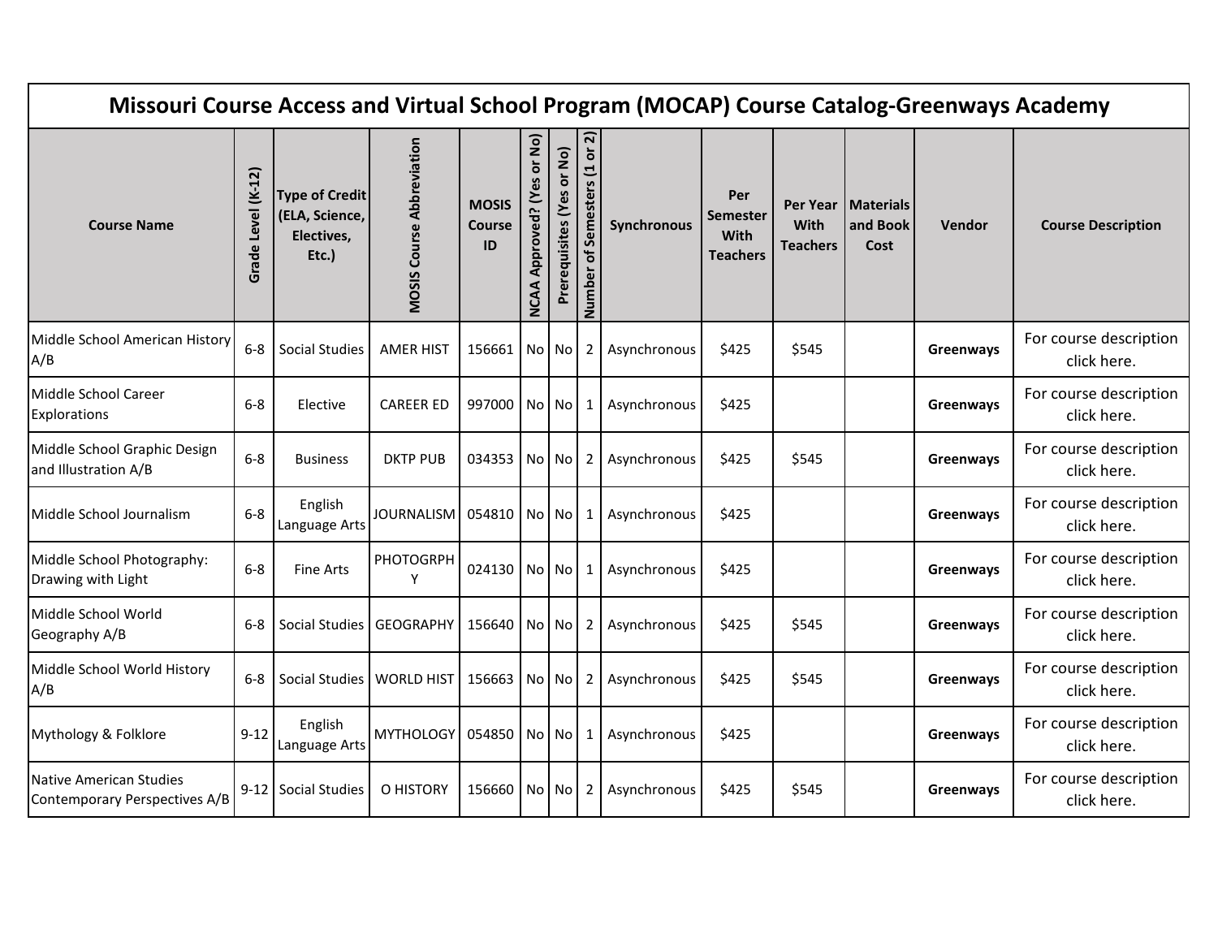# Missouri Course Access and Virtual School Program (MOCAP) Course Catalog-Greenways Academy

| Course Name | Grade Level (K-12) | Type of Credit (ELA, Science, Electives, Etc.) | MOSIS Course Abbreviation | MOSIS Course ID | NCAA Approved? (Yes or No) | Prerequisites (Yes or No) | Number of Semesters (1 or 2) | Synchronous | Per Semester With Teachers | Per Year With Teachers | Materials and Book Cost | Vendor | Course Description |
|---|---|---|---|---|---|---|---|---|---|---|---|---|---|
| Middle School American History A/B | 6-8 | Social Studies | AMER HIST | 156661 | No | No | 2 | Asynchronous | $425 | $545 | | **Greenways** | For course description click here. |
| Middle School Career Explorations | 6-8 | Elective | CAREER ED | 997000 | No | No | 1 | Asynchronous | $425 | | | **Greenways** | For course description click here. |
| Middle School Graphic Design and Illustration A/B | 6-8 | Business | DKTP PUB | 034353 | No | No | 2 | Asynchronous | $425 | $545 | | **Greenways** | For course description click here. |
| Middle School Journalism | 6-8 | English Language Arts | JOURNALISM | 054810 | No | No | 1 | Asynchronous | $425 | | | **Greenways** | For course description click here. |
| Middle School Photography: Drawing with Light | 6-8 | Fine Arts | PHOTOGRPHY | 024130 | No | No | 1 | Asynchronous | $425 | | | **Greenways** | For course description click here. |
| Middle School World Geography A/B | 6-8 | Social Studies | GEOGRAPHY | 156640 | No | No | 2 | Asynchronous | $425 | $545 | | **Greenways** | For course description click here. |
| Middle School World History A/B | 6-8 | Social Studies | WORLD HIST | 156663 | No | No | 2 | Asynchronous | $425 | $545 | | **Greenways** | For course description click here. |
| Mythology & Folklore | 9-12 | English Language Arts | MYTHOLOGY | 054850 | No | No | 1 | Asynchronous | $425 | | | **Greenways** | For course description click here. |
| Native American Studies Contemporary Perspectives A/B | 9-12 | Social Studies | O HISTORY | 156660 | No | No | 2 | Asynchronous | $425 | $545 | | **Greenways** | For course description click here. |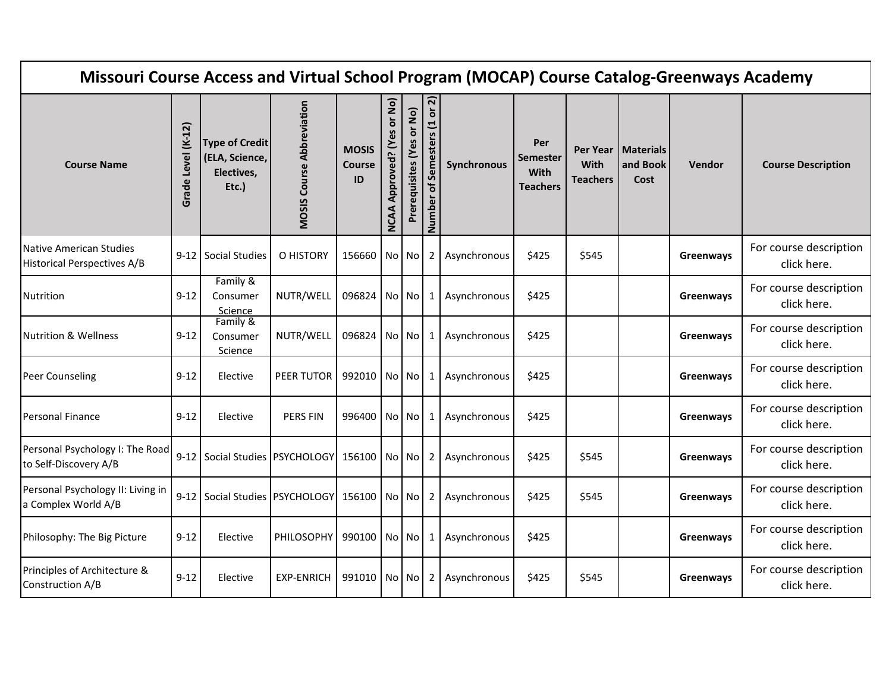# Missouri Course Access and Virtual School Program (MOCAP) Course Catalog-Greenways Academy

| Course Name | Grade Level (K-12) | Type of Credit (ELA, Science, Electives, Etc.) | MOSIS Course Abbreviation | MOSIS Course ID | NCAA Approved? (Yes or No) | Prerequisites (Yes or No) | Number of Semesters (1 or 2) | Synchronous | Per Semester With Teachers | Per Year With Teachers | Materials and Book Cost | Vendor | Course Description |
|---|---|---|---|---|---|---|---|---|---|---|---|---|---|
| Native American Studies Historical Perspectives A/B | 9-12 | Social Studies | O HISTORY | 156660 | No | No | 2 | Asynchronous | $425 | $545 | | **Greenways** | For course description click here. |
| Nutrition | 9-12 | Family & Consumer Science | NUTR/WELL | 096824 | No | No | 1 | Asynchronous | $425 | | | **Greenways** | For course description click here. |
| Nutrition & Wellness | 9-12 | Family & Consumer Science | NUTR/WELL | 096824 | No | No | 1 | Asynchronous | $425 | | | **Greenways** | For course description click here. |
| Peer Counseling | 9-12 | Elective | PEER TUTOR | 992010 | No | No | 1 | Asynchronous | $425 | | | **Greenways** | For course description click here. |
| Personal Finance | 9-12 | Elective | PERS FIN | 996400 | No | No | 1 | Asynchronous | $425 | | | **Greenways** | For course description click here. |
| Personal Psychology I: The Road to Self-Discovery A/B | 9-12 | Social Studies | PSYCHOLOGY | 156100 | No | No | 2 | Asynchronous | $425 | $545 | | **Greenways** | For course description click here. |
| Personal Psychology II: Living in a Complex World A/B | 9-12 | Social Studies | PSYCHOLOGY | 156100 | No | No | 2 | Asynchronous | $425 | $545 | | **Greenways** | For course description click here. |
| Philosophy: The Big Picture | 9-12 | Elective | PHILOSOPHY | 990100 | No | No | 1 | Asynchronous | $425 | | | **Greenways** | For course description click here. |
| Principles of Architecture & Construction A/B | 9-12 | Elective | EXP-ENRICH | 991010 | No | No | 2 | Asynchronous | $425 | $545 | | **Greenways** | For course description click here. |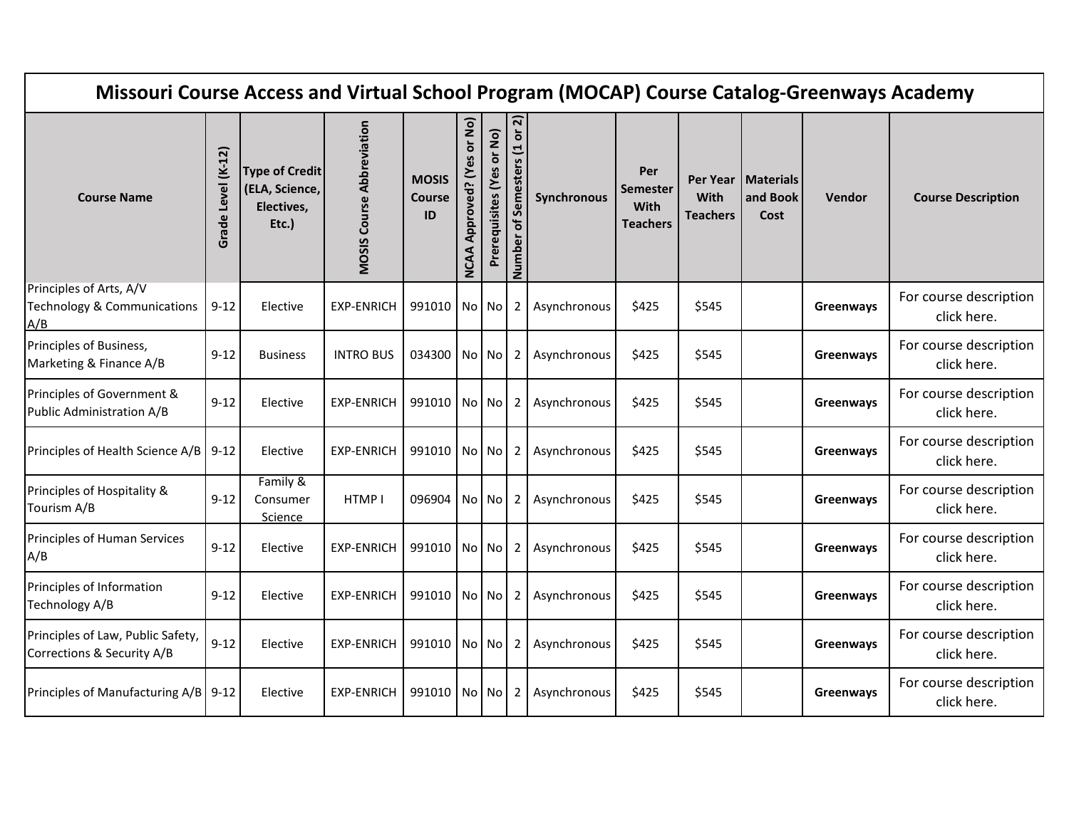# Missouri Course Access and Virtual School Program (MOCAP) Course Catalog-Greenways Academy

| Course Name | Grade Level (K-12) | Type of Credit (ELA, Science, Electives, Etc.) | MOSIS Course Abbreviation | MOSIS Course ID | NCAA Approved? (Yes or No) | Prerequisites (Yes or No) | Number of Semesters (1 or 2) | Synchronous | Per Semester With Teachers | Per Year With Teachers | Materials and Book Cost | Vendor | Course Description |
|---|---|---|---|---|---|---|---|---|---|---|---|---|---|
| Principles of Arts, A/V Technology & Communications A/B | 9-12 | Elective | EXP-ENRICH | 991010 | No | No | 2 | Asynchronous | $425 | $545 | | **Greenways** | For course description click here. |
| Principles of Business, Marketing & Finance A/B | 9-12 | Business | INTRO BUS | 034300 | No | No | 2 | Asynchronous | $425 | $545 | | **Greenways** | For course description click here. |
| Principles of Government & Public Administration A/B | 9-12 | Elective | EXP-ENRICH | 991010 | No | No | 2 | Asynchronous | $425 | $545 | | **Greenways** | For course description click here. |
| Principles of Health Science A/B | 9-12 | Elective | EXP-ENRICH | 991010 | No | No | 2 | Asynchronous | $425 | $545 | | **Greenways** | For course description click here. |
| Principles of Hospitality & Tourism A/B | 9-12 | Family & Consumer Science | HTMP I | 096904 | No | No | 2 | Asynchronous | $425 | $545 | | **Greenways** | For course description click here. |
| Principles of Human Services A/B | 9-12 | Elective | EXP-ENRICH | 991010 | No | No | 2 | Asynchronous | $425 | $545 | | **Greenways** | For course description click here. |
| Principles of Information Technology A/B | 9-12 | Elective | EXP-ENRICH | 991010 | No | No | 2 | Asynchronous | $425 | $545 | | **Greenways** | For course description click here. |
| Principles of Law, Public Safety, Corrections & Security A/B | 9-12 | Elective | EXP-ENRICH | 991010 | No | No | 2 | Asynchronous | $425 | $545 | | **Greenways** | For course description click here. |
| Principles of Manufacturing A/B | 9-12 | Elective | EXP-ENRICH | 991010 | No | No | 2 | Asynchronous | $425 | $545 | | **Greenways** | For course description click here. |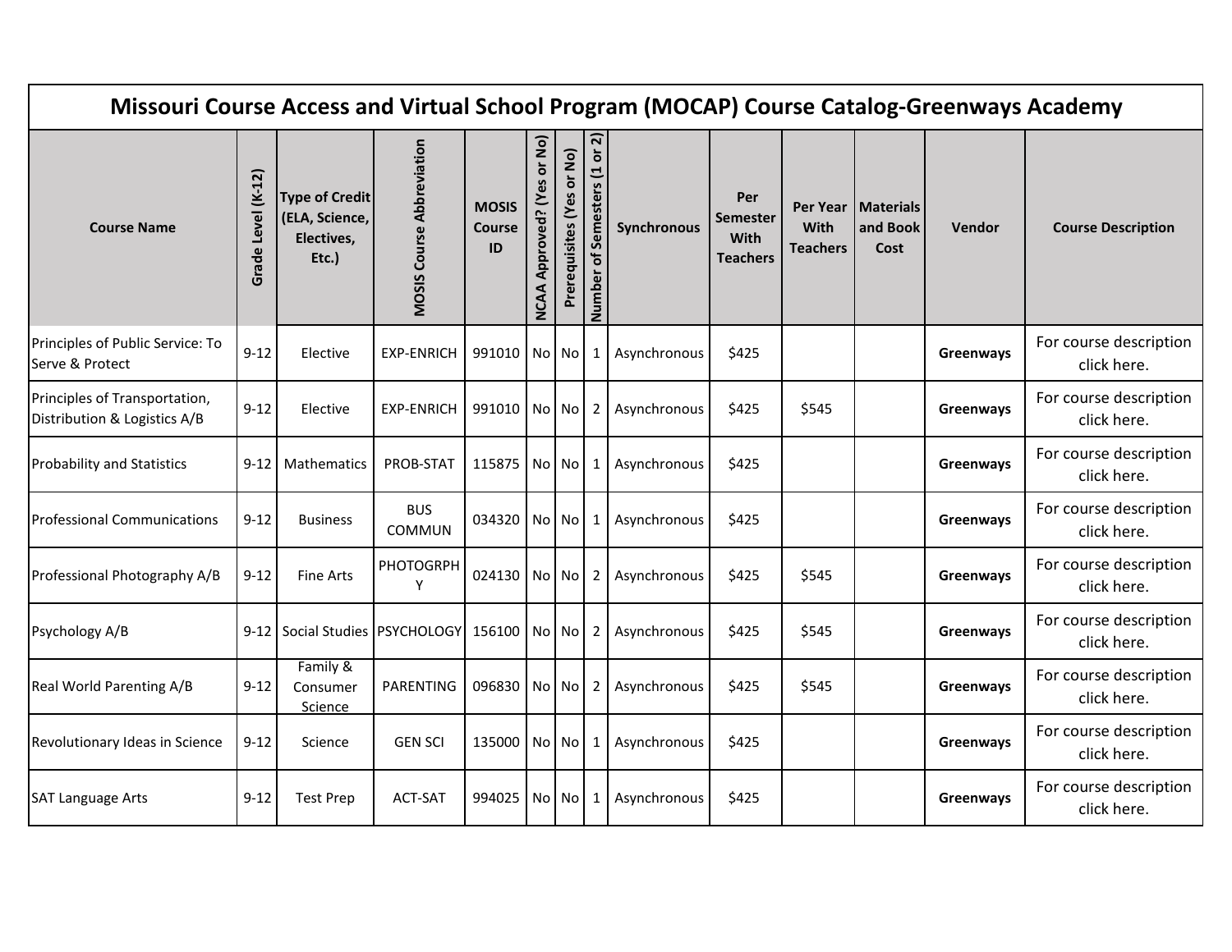# Missouri Course Access and Virtual School Program (MOCAP) Course Catalog-Greenways Academy

| Course Name | Grade Level (K-12) | Type of Credit (ELA, Science, Electives, Etc.) | MOSIS Course Abbreviation | MOSIS Course ID | NCAA Approved? (Yes or No) | Prerequisites (Yes or No) | Number of Semesters (1 or 2) | Synchronous | Per Semester With Teachers | Per Year With Teachers | Materials and Book Cost | Vendor | Course Description |
|---|---|---|---|---|---|---|---|---|---|---|---|---|---|
| Principles of Public Service: To Serve & Protect | 9-12 | Elective | EXP-ENRICH | 991010 | No | No | 1 | Asynchronous | $425 | | | **Greenways** | For course description click here. |
| Principles of Transportation, Distribution & Logistics A/B | 9-12 | Elective | EXP-ENRICH | 991010 | No | No | 2 | Asynchronous | $425 | $545 | | **Greenways** | For course description click here. |
| Probability and Statistics | 9-12 | Mathematics | PROB-STAT | 115875 | No | No | 1 | Asynchronous | $425 | | | **Greenways** | For course description click here. |
| Professional Communications | 9-12 | Business | BUS COMMUN | 034320 | No | No | 1 | Asynchronous | $425 | | | **Greenways** | For course description click here. |
| Professional Photography A/B | 9-12 | Fine Arts | PHOTOGRPHY | 024130 | No | No | 2 | Asynchronous | $425 | $545 | | **Greenways** | For course description click here. |
| Psychology A/B | 9-12 | Social Studies | PSYCHOLOGY | 156100 | No | No | 2 | Asynchronous | $425 | $545 | | **Greenways** | For course description click here. |
| Real World Parenting A/B | 9-12 | Family & Consumer Science | PARENTING | 096830 | No | No | 2 | Asynchronous | $425 | $545 | | **Greenways** | For course description click here. |
| Revolutionary Ideas in Science | 9-12 | Science | GEN SCI | 135000 | No | No | 1 | Asynchronous | $425 | | | **Greenways** | For course description click here. |
| SAT Language Arts | 9-12 | Test Prep | ACT-SAT | 994025 | No | No | 1 | Asynchronous | $425 | | | **Greenways** | For course description click here. |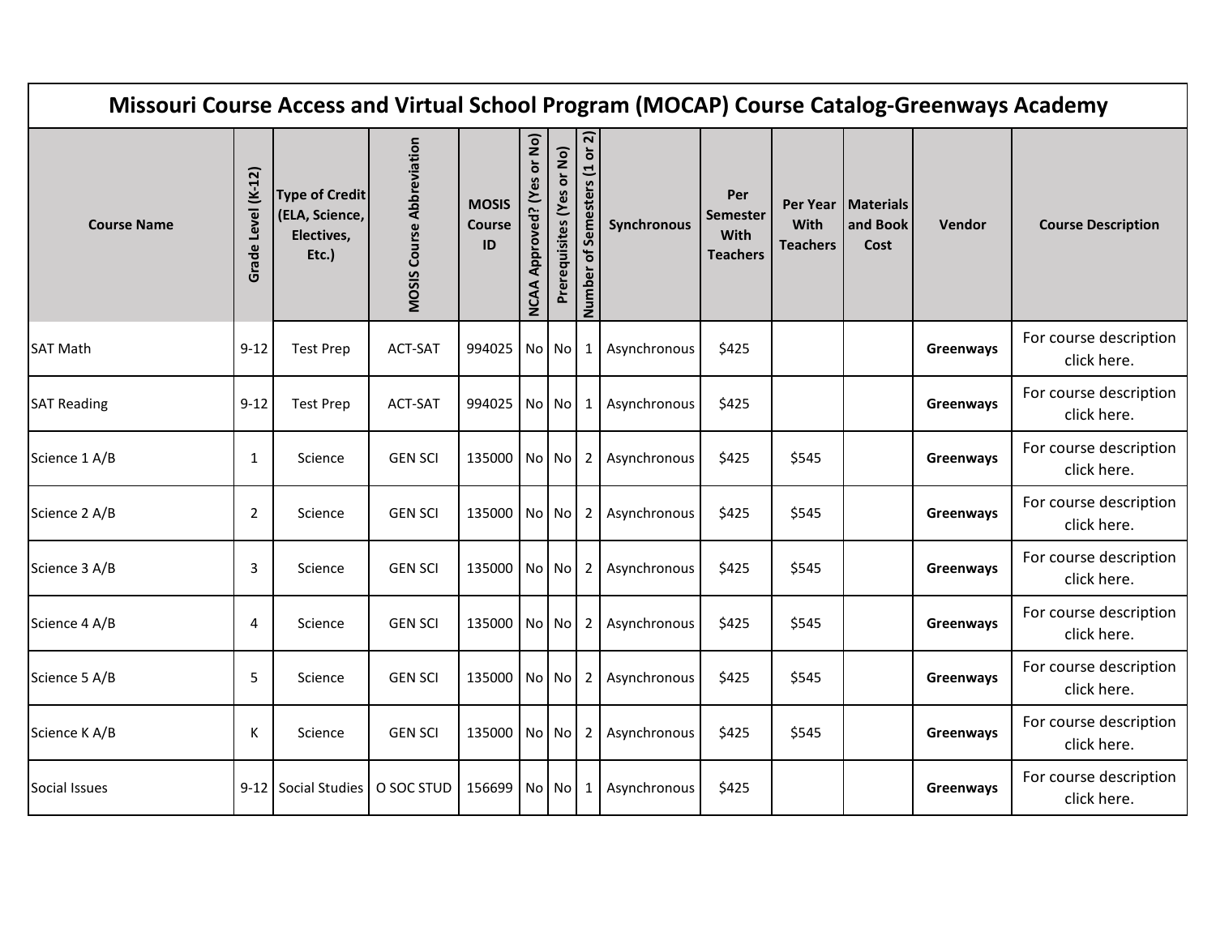| Missouri Course Access and Virtual School Program (MOCAP) Course Catalog-Greenways Academy | | | | | | | | | | | | | |
|---|---|---|---|---|---|---|---|---|---|---|---|---|---|
| **Course Name** | **Grade Level (K-12)** | **Type of Credit (ELA, Science, Electives, Etc.)** | **MOSIS Course Abbreviation** | **MOSIS Course ID** | **NCAA Approved? (Yes or No)** | **Prerequisites (Yes or No)** | **Number of Semesters (1 or 2)** | **Synchronous** | **Per Semester With Teachers** | **Per Year With Teachers** | **Materials and Book Cost** | **Vendor** | **Course Description** |
| SAT Math | 9-12 | Test Prep | ACT-SAT | 994025 | No | No | 1 | Asynchronous | $425 | | | **Greenways** | For course description click here. |
| SAT Reading | 9-12 | Test Prep | ACT-SAT | 994025 | No | No | 1 | Asynchronous | $425 | | | **Greenways** | For course description click here. |
| Science 1 A/B | 1 | Science | GEN SCI | 135000 | No | No | 2 | Asynchronous | $425 | $545 | | **Greenways** | For course description click here. |
| Science 2 A/B | 2 | Science | GEN SCI | 135000 | No | No | 2 | Asynchronous | $425 | $545 | | **Greenways** | For course description click here. |
| Science 3 A/B | 3 | Science | GEN SCI | 135000 | No | No | 2 | Asynchronous | $425 | $545 | | **Greenways** | For course description click here. |
| Science 4 A/B | 4 | Science | GEN SCI | 135000 | No | No | 2 | Asynchronous | $425 | $545 | | **Greenways** | For course description click here. |
| Science 5 A/B | 5 | Science | GEN SCI | 135000 | No | No | 2 | Asynchronous | $425 | $545 | | **Greenways** | For course description click here. |
| Science K A/B | K | Science | GEN SCI | 135000 | No | No | 2 | Asynchronous | $425 | $545 | | **Greenways** | For course description click here. |
| Social Issues | 9-12 | Social Studies | O SOC STUD | 156699 | No | No | 1 | Asynchronous | $425 | | | **Greenways** | For course description click here. |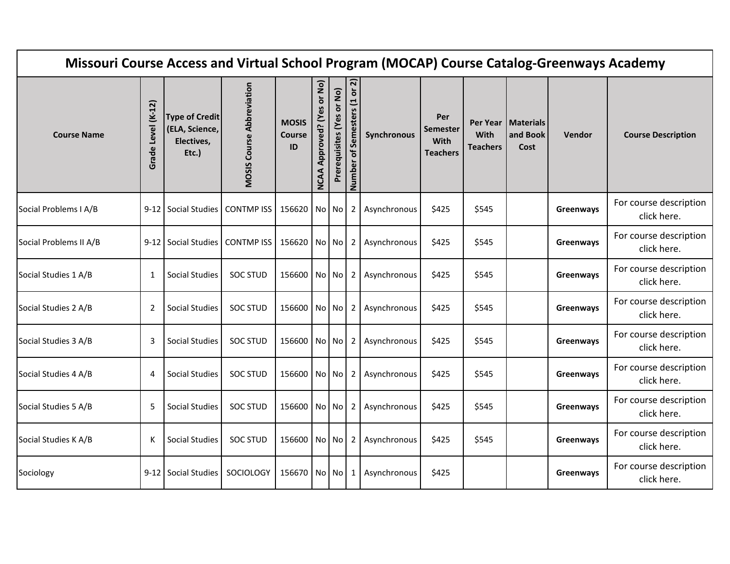# Missouri Course Access and Virtual School Program (MOCAP) Course Catalog-Greenways Academy

| Course Name | Grade Level (K-12) | Type of Credit (ELA, Science, Electives, Etc.) | MOSIS Course Abbreviation | MOSIS Course ID | NCAA Approved? (Yes or No) | Prerequisites (Yes or No) | Number of Semesters (1 or 2) | Synchronous | Per Semester With Teachers | Per Year With Teachers | Materials and Book Cost | Vendor | Course Description |
|---|---|---|---|---|---|---|---|---|---|---|---|---|---|
| Social Problems I A/B | 9-12 | Social Studies | CONTMP ISS | 156620 | No | No | 2 | Asynchronous | $425 | $545 | | **Greenways** | For course description click here. |
| Social Problems II A/B | 9-12 | Social Studies | CONTMP ISS | 156620 | No | No | 2 | Asynchronous | $425 | $545 | | **Greenways** | For course description click here. |
| Social Studies 1 A/B | 1 | Social Studies | SOC STUD | 156600 | No | No | 2 | Asynchronous | $425 | $545 | | **Greenways** | For course description click here. |
| Social Studies 2 A/B | 2 | Social Studies | SOC STUD | 156600 | No | No | 2 | Asynchronous | $425 | $545 | | **Greenways** | For course description click here. |
| Social Studies 3 A/B | 3 | Social Studies | SOC STUD | 156600 | No | No | 2 | Asynchronous | $425 | $545 | | **Greenways** | For course description click here. |
| Social Studies 4 A/B | 4 | Social Studies | SOC STUD | 156600 | No | No | 2 | Asynchronous | $425 | $545 | | **Greenways** | For course description click here. |
| Social Studies 5 A/B | 5 | Social Studies | SOC STUD | 156600 | No | No | 2 | Asynchronous | $425 | $545 | | **Greenways** | For course description click here. |
| Social Studies K A/B | K | Social Studies | SOC STUD | 156600 | No | No | 2 | Asynchronous | $425 | $545 | | **Greenways** | For course description click here. |
| Sociology | 9-12 | Social Studies | SOCIOLOGY | 156670 | No | No | 1 | Asynchronous | $425 | | | **Greenways** | For course description click here. |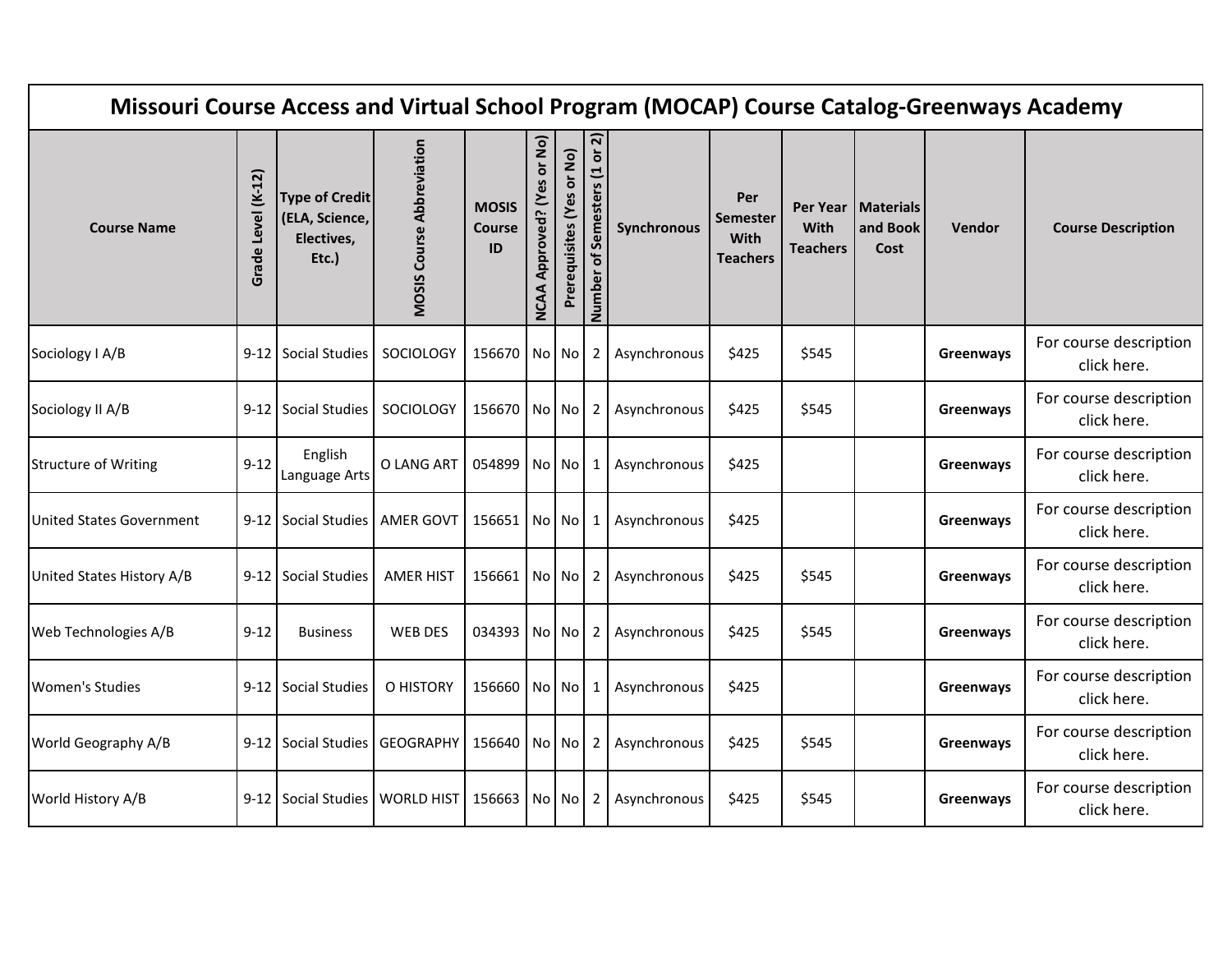| Missouri Course Access and Virtual School Program (MOCAP) Course Catalog-Greenways Academy | | | | | | | | | | | | | |
|---|---|---|---|---|---|---|---|---|---|---|---|---|---|
| Course Name | Grade Level (K-12) | Type of Credit (ELA, Science, Electives, Etc.) | MOSIS Course Abbreviation | MOSIS Course ID | NCAA Approved? (Yes or No) | Prerequisites (Yes or No) | Number of Semesters (1 or 2) | Synchronous | Per Semester With Teachers | Per Year With Teachers | Materials and Book Cost | Vendor | Course Description |
| Sociology I A/B | 9-12 | Social Studies | SOCIOLOGY | 156670 | No | No | 2 | Asynchronous | $425 | $545 | | **Greenways** | For course description click here. |
| Sociology II A/B | 9-12 | Social Studies | SOCIOLOGY | 156670 | No | No | 2 | Asynchronous | $425 | $545 | | **Greenways** | For course description click here. |
| Structure of Writing | 9-12 | English Language Arts | O LANG ART | 054899 | No | No | 1 | Asynchronous | $425 | | | **Greenways** | For course description click here. |
| United States Government | 9-12 | Social Studies | AMER GOVT | 156651 | No | No | 1 | Asynchronous | $425 | | | **Greenways** | For course description click here. |
| United States History A/B | 9-12 | Social Studies | AMER HIST | 156661 | No | No | 2 | Asynchronous | $425 | $545 | | **Greenways** | For course description click here. |
| Web Technologies A/B | 9-12 | Business | WEB DES | 034393 | No | No | 2 | Asynchronous | $425 | $545 | | **Greenways** | For course description click here. |
| Women's Studies | 9-12 | Social Studies | O HISTORY | 156660 | No | No | 1 | Asynchronous | $425 | | | **Greenways** | For course description click here. |
| World Geography A/B | 9-12 | Social Studies | GEOGRAPHY | 156640 | No | No | 2 | Asynchronous | $425 | $545 | | **Greenways** | For course description click here. |
| World History A/B | 9-12 | Social Studies | WORLD HIST | 156663 | No | No | 2 | Asynchronous | $425 | $545 | | **Greenways** | For course description click here. |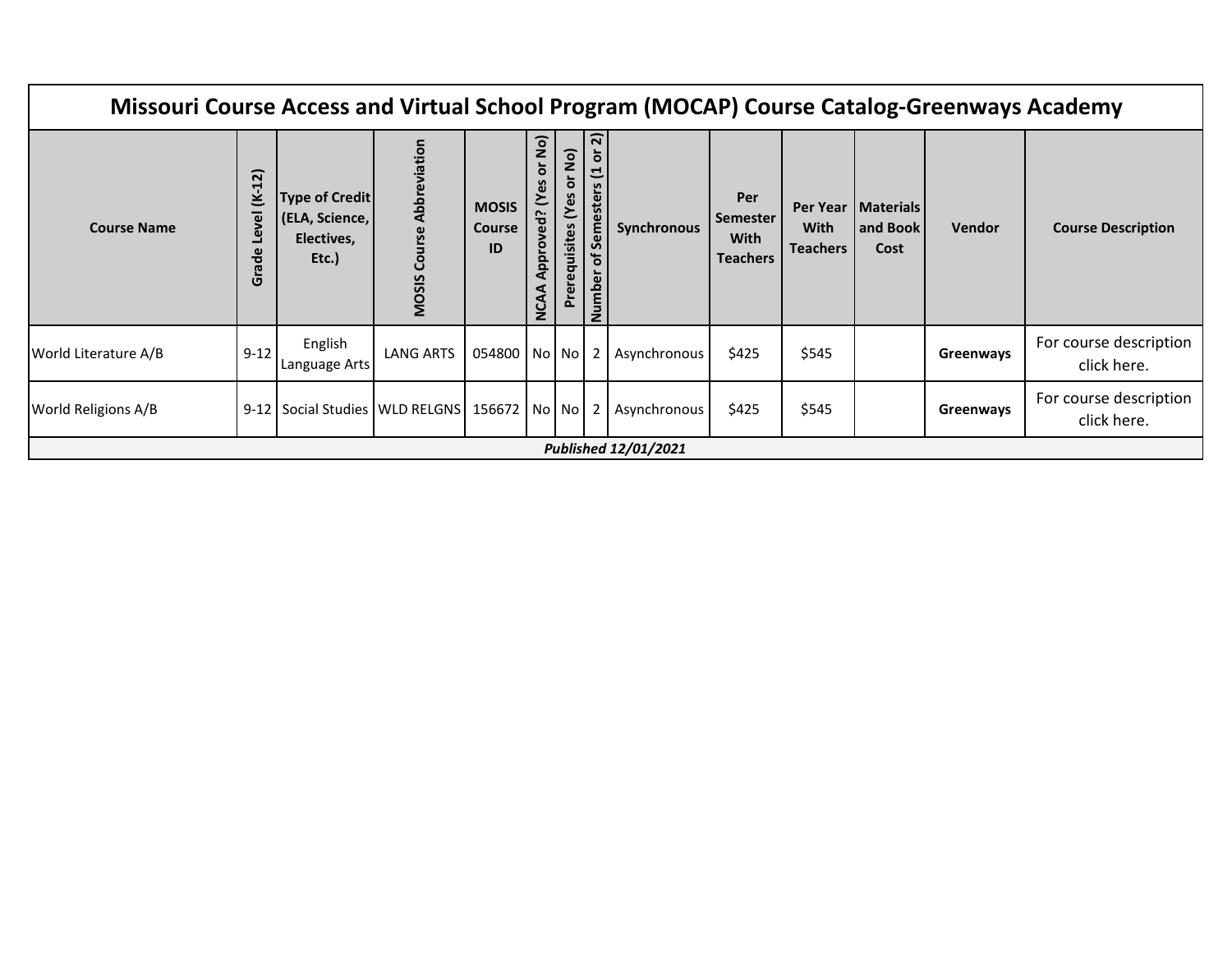| Missouri Course Access and Virtual School Program (MOCAP) Course Catalog-Greenways Academy | | | | | | | | | | | | | |
|---|---|---|---|---|---|---|---|---|---|---|---|---|---|
| **Course Name** | **Grade Level (K-12)** | **Type of Credit (ELA, Science, Electives, Etc.)** | **MOSIS Course Abbreviation** | **MOSIS Course ID** | **NCAA Approved? (Yes or No)** | **Prerequisites (Yes or No)** | **Number of Semesters (1 or 2)** | **Synchronous** | **Per Semester With Teachers** | **Per Year With Teachers** | **Materials and Book Cost** | **Vendor** | **Course Description** |
| World Literature A/B | 9-12 | English Language Arts | LANG ARTS | 054800 | No | No | 2 | Asynchronous | $425 | $545 | | **Greenways** | For course description click here. |
| World Religions A/B | 9-12 | Social Studies | WLD RELGNS | 156672 | No | No | 2 | Asynchronous | $425 | $545 | | **Greenways** | For course description click here. |

***Published 12/01/2021***